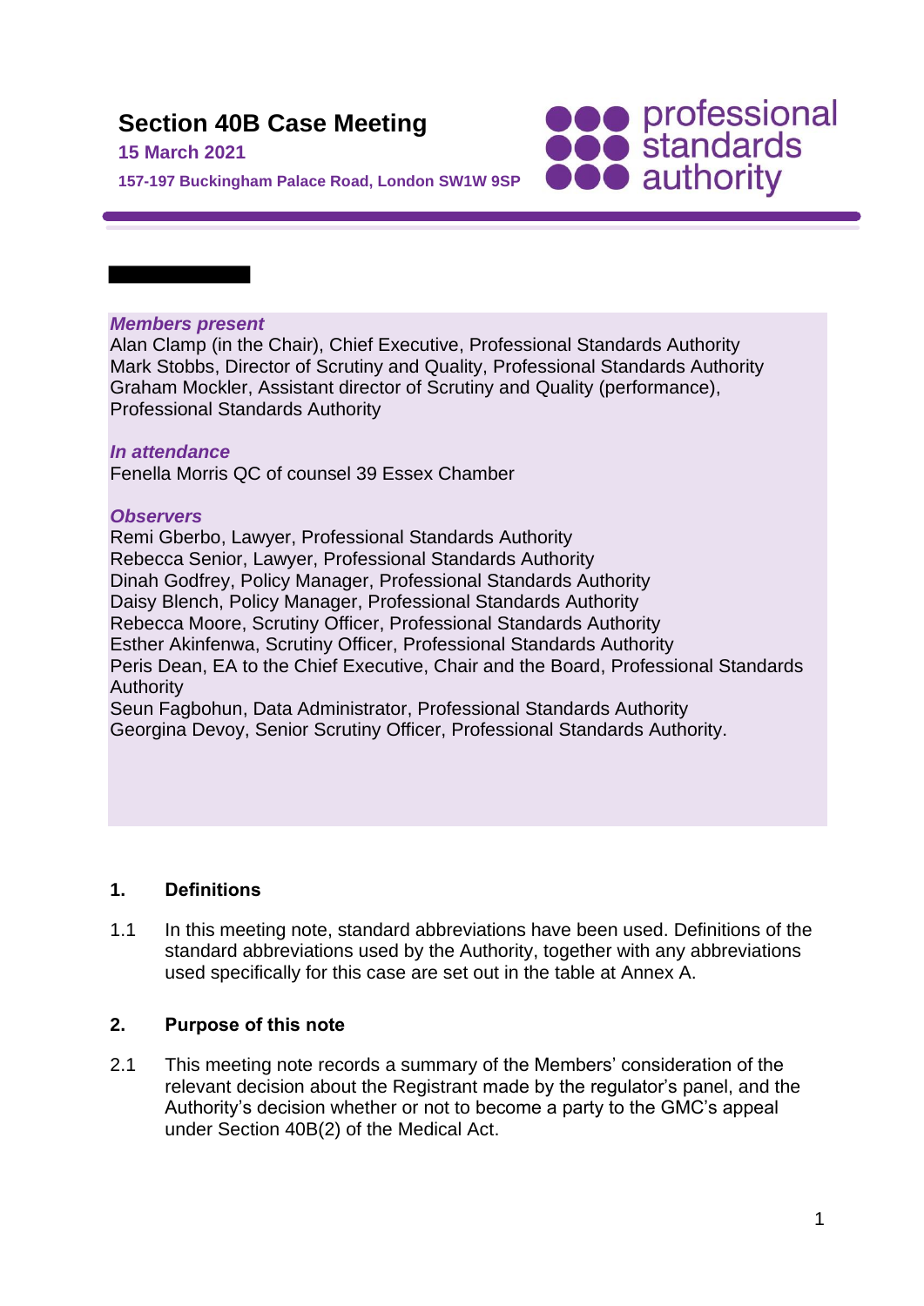# Section 40B Case Meeting

**15 March 2021**

**157-197 Buckingham Palace Road, London SW1W 9SP**

***Members present***
Alan Clamp (in the Chair), Chief Executive, Professional Standards Authority
Mark Stobbs, Director of Scrutiny and Quality, Professional Standards Authority
Graham Mockler, Assistant director of Scrutiny and Quality (performance), Professional Standards Authority

***In attendance***
Fenella Morris QC of counsel 39 Essex Chamber

***Observers***
Remi Gberbo, Lawyer, Professional Standards Authority
Rebecca Senior, Lawyer, Professional Standards Authority
Dinah Godfrey, Policy Manager, Professional Standards Authority
Daisy Blench, Policy Manager, Professional Standards Authority
Rebecca Moore, Scrutiny Officer, Professional Standards Authority
Esther Akinfenwa, Scrutiny Officer, Professional Standards Authority
Peris Dean, EA to the Chief Executive, Chair and the Board, Professional Standards Authority
Seun Fagbohun, Data Administrator, Professional Standards Authority
Georgina Devoy, Senior Scrutiny Officer, Professional Standards Authority.

## 1. Definitions

1.1 In this meeting note, standard abbreviations have been used. Definitions of the standard abbreviations used by the Authority, together with any abbreviations used specifically for this case are set out in the table at Annex A.

## 2. Purpose of this note

2.1 This meeting note records a summary of the Members' consideration of the relevant decision about the Registrant made by the regulator's panel, and the Authority's decision whether or not to become a party to the GMC's appeal under Section 40B(2) of the Medical Act.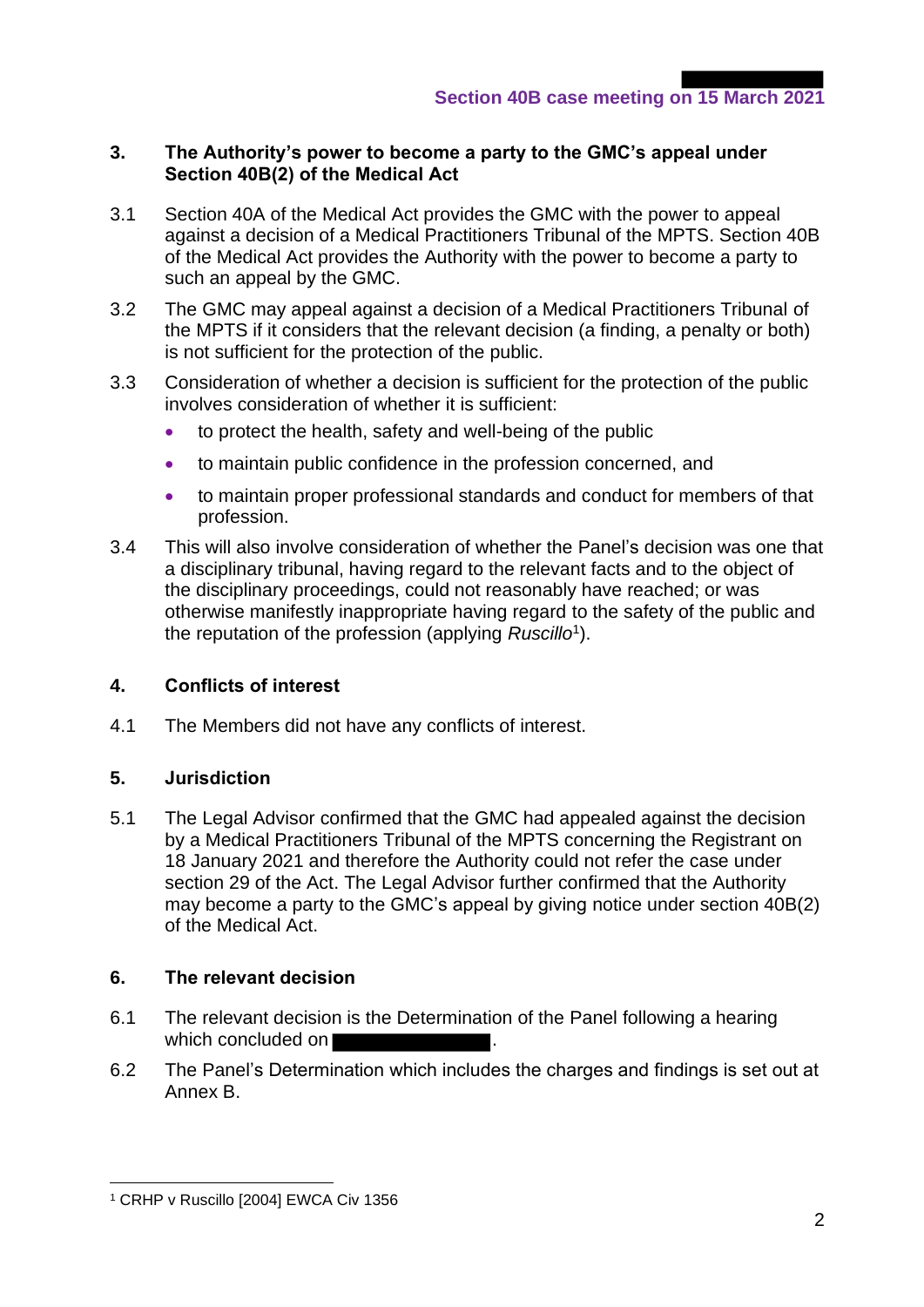## 3. The Authority's power to become a party to the GMC's appeal under Section 40B(2) of the Medical Act

3.1 Section 40A of the Medical Act provides the GMC with the power to appeal against a decision of a Medical Practitioners Tribunal of the MPTS. Section 40B of the Medical Act provides the Authority with the power to become a party to such an appeal by the GMC.

3.2 The GMC may appeal against a decision of a Medical Practitioners Tribunal of the MPTS if it considers that the relevant decision (a finding, a penalty or both) is not sufficient for the protection of the public.

3.3 Consideration of whether a decision is sufficient for the protection of the public involves consideration of whether it is sufficient:

- to protect the health, safety and well-being of the public
- to maintain public confidence in the profession concerned, and
- to maintain proper professional standards and conduct for members of that profession.

3.4 This will also involve consideration of whether the Panel's decision was one that a disciplinary tribunal, having regard to the relevant facts and to the object of the disciplinary proceedings, could not reasonably have reached; or was otherwise manifestly inappropriate having regard to the safety of the public and the reputation of the profession (applying *Ruscillo*[1]).

## 4. Conflicts of interest

4.1 The Members did not have any conflicts of interest.

## 5. Jurisdiction

5.1 The Legal Advisor confirmed that the GMC had appealed against the decision by a Medical Practitioners Tribunal of the MPTS concerning the Registrant on 18 January 2021 and therefore the Authority could not refer the case under section 29 of the Act. The Legal Advisor further confirmed that the Authority may become a party to the GMC's appeal by giving notice under section 40B(2) of the Medical Act.

## 6. The relevant decision

6.1 The relevant decision is the Determination of the Panel following a hearing which concluded on ██████████.

6.2 The Panel's Determination which includes the charges and findings is set out at Annex B.

---

[1] CRHP v Ruscillo [2004] EWCA Civ 1356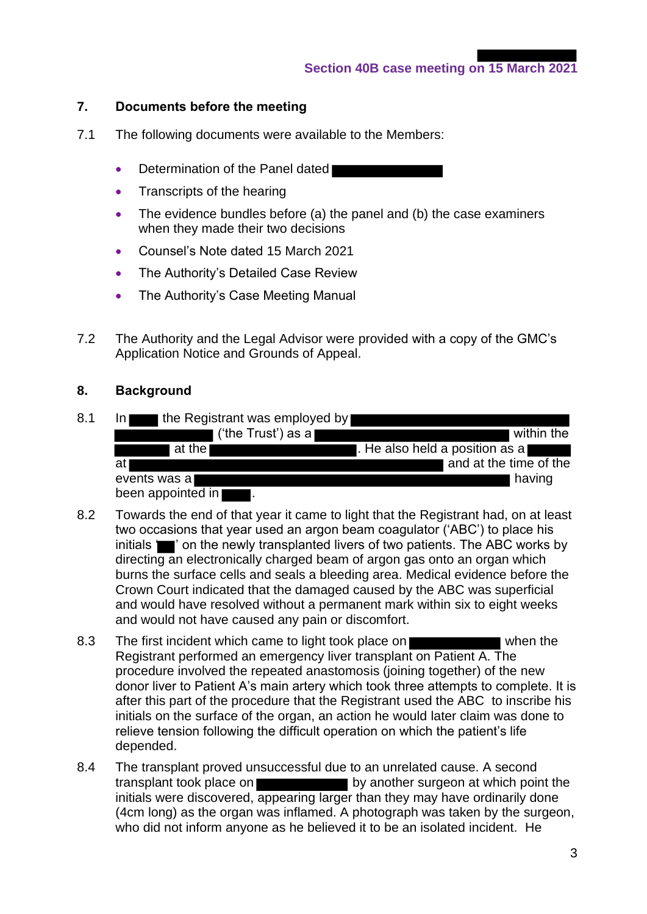## 7. Documents before the meeting

7.1 The following documents were available to the Members:

- Determination of the Panel dated
- Transcripts of the hearing
- The evidence bundles before (a) the panel and (b) the case examiners when they made their two decisions
- Counsel's Note dated 15 March 2021
- The Authority's Detailed Case Review
- The Authority's Case Meeting Manual

7.2 The Authority and the Legal Advisor were provided with a copy of the GMC's Application Notice and Grounds of Appeal.

## 8. Background

8.1 In the Registrant was employed by ('the Trust') as a within the at the . He also held a position as a at and at the time of the events was a having been appointed in .

8.2 Towards the end of that year it came to light that the Registrant had, on at least two occasions that year used an argon beam coagulator ('ABC') to place his initials '' on the newly transplanted livers of two patients. The ABC works by directing an electronically charged beam of argon gas onto an organ which burns the surface cells and seals a bleeding area. Medical evidence before the Crown Court indicated that the damaged caused by the ABC was superficial and would have resolved without a permanent mark within six to eight weeks and would not have caused any pain or discomfort.

8.3 The first incident which came to light took place on when the Registrant performed an emergency liver transplant on Patient A. The procedure involved the repeated anastomosis (joining together) of the new donor liver to Patient A's main artery which took three attempts to complete. It is after this part of the procedure that the Registrant used the ABC to inscribe his initials on the surface of the organ, an action he would later claim was done to relieve tension following the difficult operation on which the patient's life depended.

8.4 The transplant proved unsuccessful due to an unrelated cause. A second transplant took place on by another surgeon at which point the initials were discovered, appearing larger than they may have ordinarily done (4cm long) as the organ was inflamed. A photograph was taken by the surgeon, who did not inform anyone as he believed it to be an isolated incident. He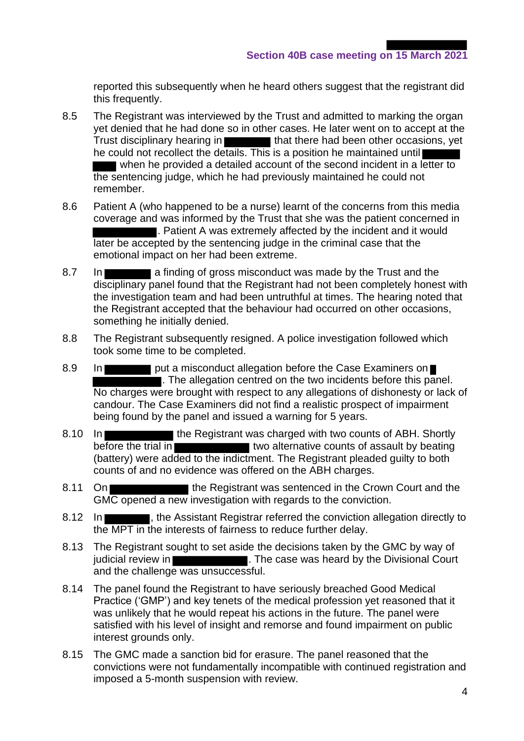reported this subsequently when he heard others suggest that the registrant did this frequently.

8.5 The Registrant was interviewed by the Trust and admitted to marking the organ yet denied that he had done so in other cases. He later went on to accept at the Trust disciplinary hearing in ██████ that there had been other occasions, yet he could not recollect the details. This is a position he maintained until ████ ███ when he provided a detailed account of the second incident in a letter to the sentencing judge, which he had previously maintained he could not remember.

8.6 Patient A (who happened to be a nurse) learnt of the concerns from this media coverage and was informed by the Trust that she was the patient concerned in ████████. Patient A was extremely affected by the incident and it would later be accepted by the sentencing judge in the criminal case that the emotional impact on her had been extreme.

8.7 In ██████ a finding of gross misconduct was made by the Trust and the disciplinary panel found that the Registrant had not been completely honest with the investigation team and had been untruthful at times. The hearing noted that the Registrant accepted that the behaviour had occurred on other occasions, something he initially denied.

8.8 The Registrant subsequently resigned. A police investigation followed which took some time to be completed.

8.9 In ██████ put a misconduct allegation before the Case Examiners on █ ████████. The allegation centred on the two incidents before this panel. No charges were brought with respect to any allegations of dishonesty or lack of candour. The Case Examiners did not find a realistic prospect of impairment being found by the panel and issued a warning for 5 years.

8.10 In █████████ the Registrant was charged with two counts of ABH. Shortly before the trial in ██████████ two alternative counts of assault by beating (battery) were added to the indictment. The Registrant pleaded guilty to both counts of and no evidence was offered on the ABH charges.

8.11 On ██████████ the Registrant was sentenced in the Crown Court and the GMC opened a new investigation with regards to the conviction.

8.12 In ██████, the Assistant Registrar referred the conviction allegation directly to the MPT in the interests of fairness to reduce further delay.

8.13 The Registrant sought to set aside the decisions taken by the GMC by way of judicial review in ██████████. The case was heard by the Divisional Court and the challenge was unsuccessful.

8.14 The panel found the Registrant to have seriously breached Good Medical Practice ('GMP') and key tenets of the medical profession yet reasoned that it was unlikely that he would repeat his actions in the future. The panel were satisfied with his level of insight and remorse and found impairment on public interest grounds only.

8.15 The GMC made a sanction bid for erasure. The panel reasoned that the convictions were not fundamentally incompatible with continued registration and imposed a 5-month suspension with review.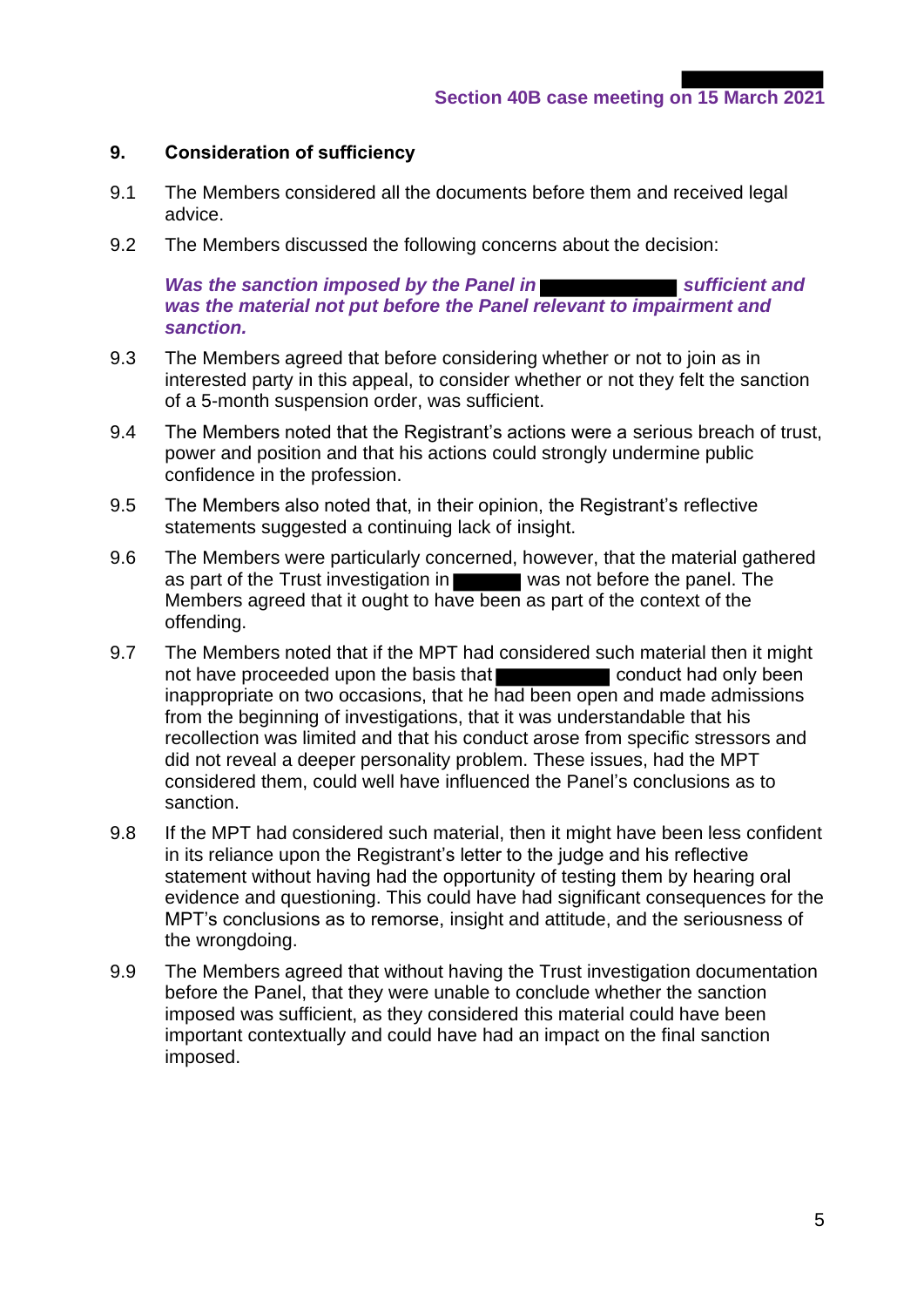## 9. Consideration of sufficiency

9.1 The Members considered all the documents before them and received legal advice.

9.2 The Members discussed the following concerns about the decision:

***Was the sanction imposed by the Panel in sufficient and was the material not put before the Panel relevant to impairment and sanction.***

9.3 The Members agreed that before considering whether or not to join as in interested party in this appeal, to consider whether or not they felt the sanction of a 5-month suspension order, was sufficient.

9.4 The Members noted that the Registrant's actions were a serious breach of trust, power and position and that his actions could strongly undermine public confidence in the profession.

9.5 The Members also noted that, in their opinion, the Registrant's reflective statements suggested a continuing lack of insight.

9.6 The Members were particularly concerned, however, that the material gathered as part of the Trust investigation in was not before the panel. The Members agreed that it ought to have been as part of the context of the offending.

9.7 The Members noted that if the MPT had considered such material then it might not have proceeded upon the basis that conduct had only been inappropriate on two occasions, that he had been open and made admissions from the beginning of investigations, that it was understandable that his recollection was limited and that his conduct arose from specific stressors and did not reveal a deeper personality problem. These issues, had the MPT considered them, could well have influenced the Panel's conclusions as to sanction.

9.8 If the MPT had considered such material, then it might have been less confident in its reliance upon the Registrant's letter to the judge and his reflective statement without having had the opportunity of testing them by hearing oral evidence and questioning. This could have had significant consequences for the MPT's conclusions as to remorse, insight and attitude, and the seriousness of the wrongdoing.

9.9 The Members agreed that without having the Trust investigation documentation before the Panel, that they were unable to conclude whether the sanction imposed was sufficient, as they considered this material could have been important contextually and could have had an impact on the final sanction imposed.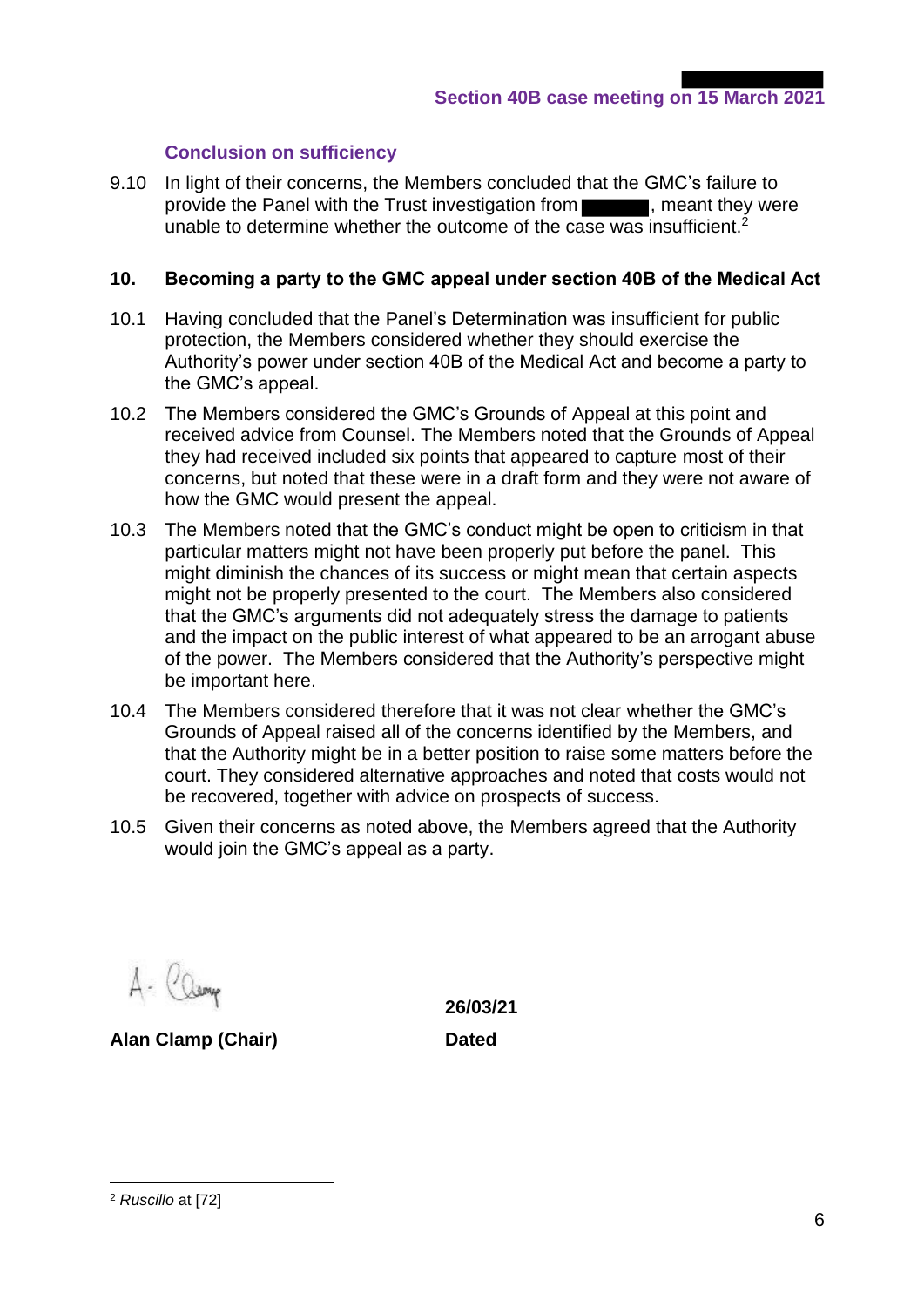### Conclusion on sufficiency

9.10 In light of their concerns, the Members concluded that the GMC's failure to provide the Panel with the Trust investigation from ██████, meant they were unable to determine whether the outcome of the case was insufficient.[2]

## 10. Becoming a party to the GMC appeal under section 40B of the Medical Act

10.1 Having concluded that the Panel's Determination was insufficient for public protection, the Members considered whether they should exercise the Authority's power under section 40B of the Medical Act and become a party to the GMC's appeal.

10.2 The Members considered the GMC's Grounds of Appeal at this point and received advice from Counsel. The Members noted that the Grounds of Appeal they had received included six points that appeared to capture most of their concerns, but noted that these were in a draft form and they were not aware of how the GMC would present the appeal.

10.3 The Members noted that the GMC's conduct might be open to criticism in that particular matters might not have been properly put before the panel. This might diminish the chances of its success or might mean that certain aspects might not be properly presented to the court. The Members also considered that the GMC's arguments did not adequately stress the damage to patients and the impact on the public interest of what appeared to be an arrogant abuse of the power. The Members considered that the Authority's perspective might be important here.

10.4 The Members considered therefore that it was not clear whether the GMC's Grounds of Appeal raised all of the concerns identified by the Members, and that the Authority might be in a better position to raise some matters before the court. They considered alternative approaches and noted that costs would not be recovered, together with advice on prospects of success.

10.5 Given their concerns as noted above, the Members agreed that the Authority would join the GMC's appeal as a party.

A. Clamp

**Alan Clamp (Chair)**

**26/03/21**

**Dated**

---

[2] *Ruscillo* at [72]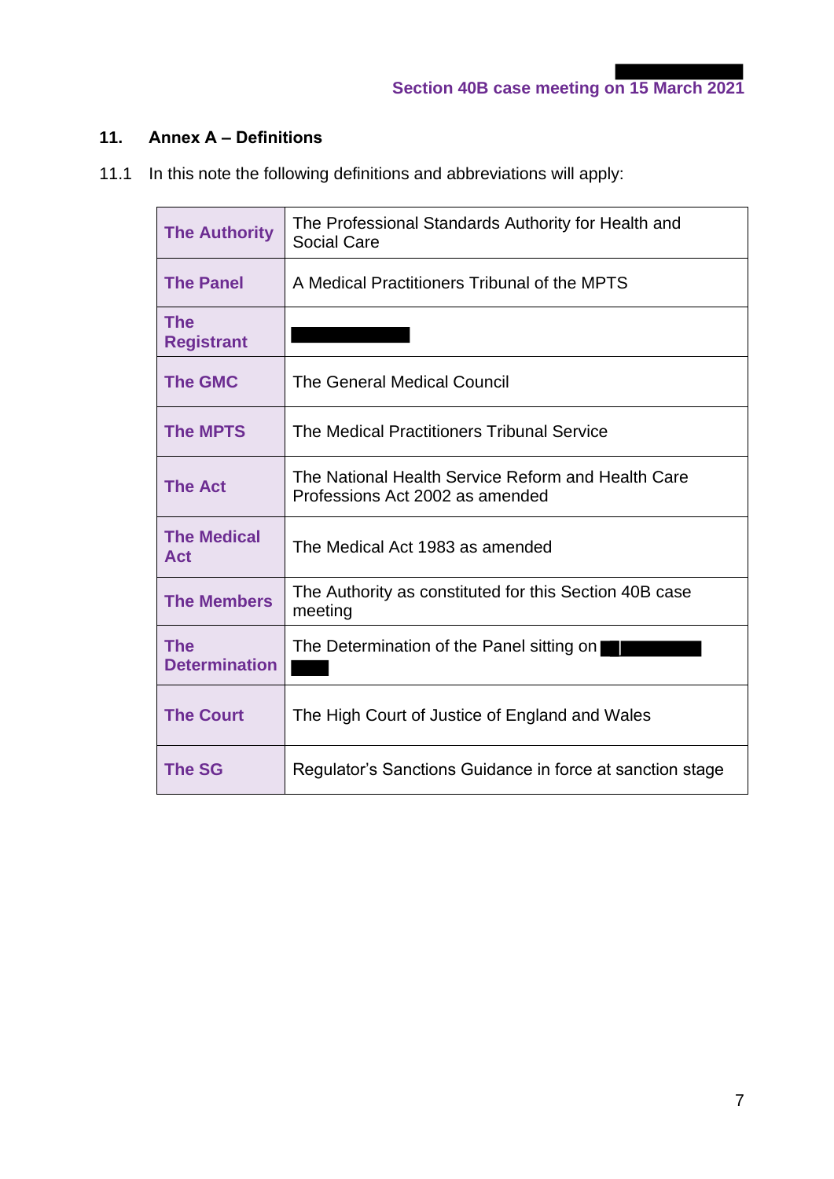## 11. Annex A – Definitions

11.1 In this note the following definitions and abbreviations will apply:

| | |
|---|---|
| **The Authority** | The Professional Standards Authority for Health and Social Care |
| **The Panel** | A Medical Practitioners Tribunal of the MPTS |
| **The Registrant** | |
| **The GMC** | The General Medical Council |
| **The MPTS** | The Medical Practitioners Tribunal Service |
| **The Act** | The National Health Service Reform and Health Care Professions Act 2002 as amended |
| **The Medical Act** | The Medical Act 1983 as amended |
| **The Members** | The Authority as constituted for this Section 40B case meeting |
| **The Determination** | The Determination of the Panel sitting on |
| **The Court** | The High Court of Justice of England and Wales |
| **The SG** | Regulator's Sanctions Guidance in force at sanction stage |